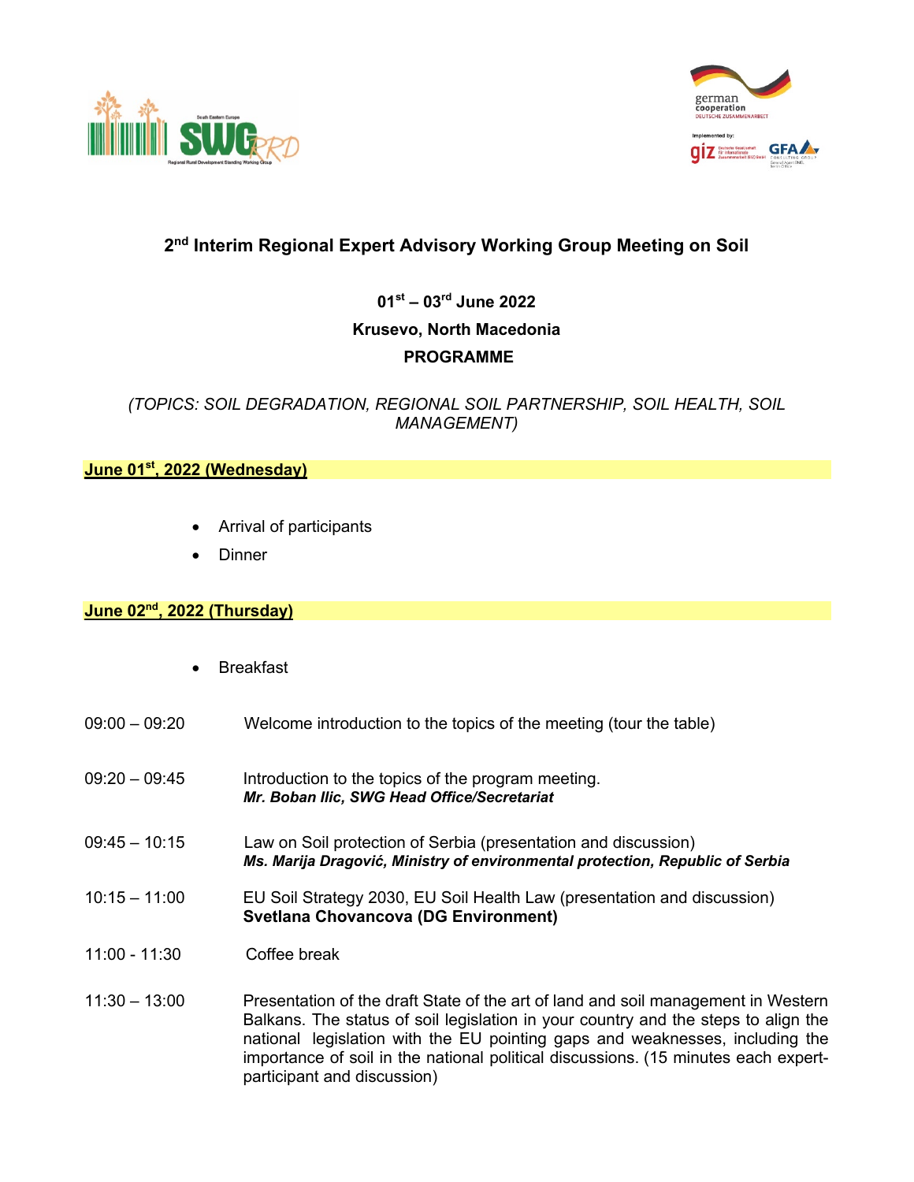## 2nd Interim Regional Expert Advisory Working Group Meeting on Soil

**01st – 03rd June 2022**

**Krusevo, North Macedonia**

**PROGRAMME**

*(TOPICS: SOIL DEGRADATION, REGIONAL SOIL PARTNERSHIP, SOIL HEALTH, SOIL MANAGEMENT)*

**June 01st, 2022 (Wednesday)**

- Arrival of participants
- Dinner

**June 02nd, 2022 (Thursday)**

- Breakfast

| | |
|---|---|
| 09:00 – 09:20 | Welcome introduction to the topics of the meeting (tour the table) |
| 09:20 – 09:45 | Introduction to the topics of the program meeting. ***Mr. Boban Ilic, SWG Head Office/Secretariat*** |
| 09:45 – 10:15 | Law on Soil protection of Serbia (presentation and discussion) ***Ms. Marija Dragović, Ministry of environmental protection, Republic of Serbia*** |
| 10:15 – 11:00 | EU Soil Strategy 2030, EU Soil Health Law (presentation and discussion) **Svetlana Chovancova (DG Environment)** |
| 11:00 - 11:30 | Coffee break |
| 11:30 – 13:00 | Presentation of the draft State of the art of land and soil management in Western Balkans. The status of soil legislation in your country and the steps to align the national legislation with the EU pointing gaps and weaknesses, including the importance of soil in the national political discussions. (15 minutes each expert-participant and discussion) |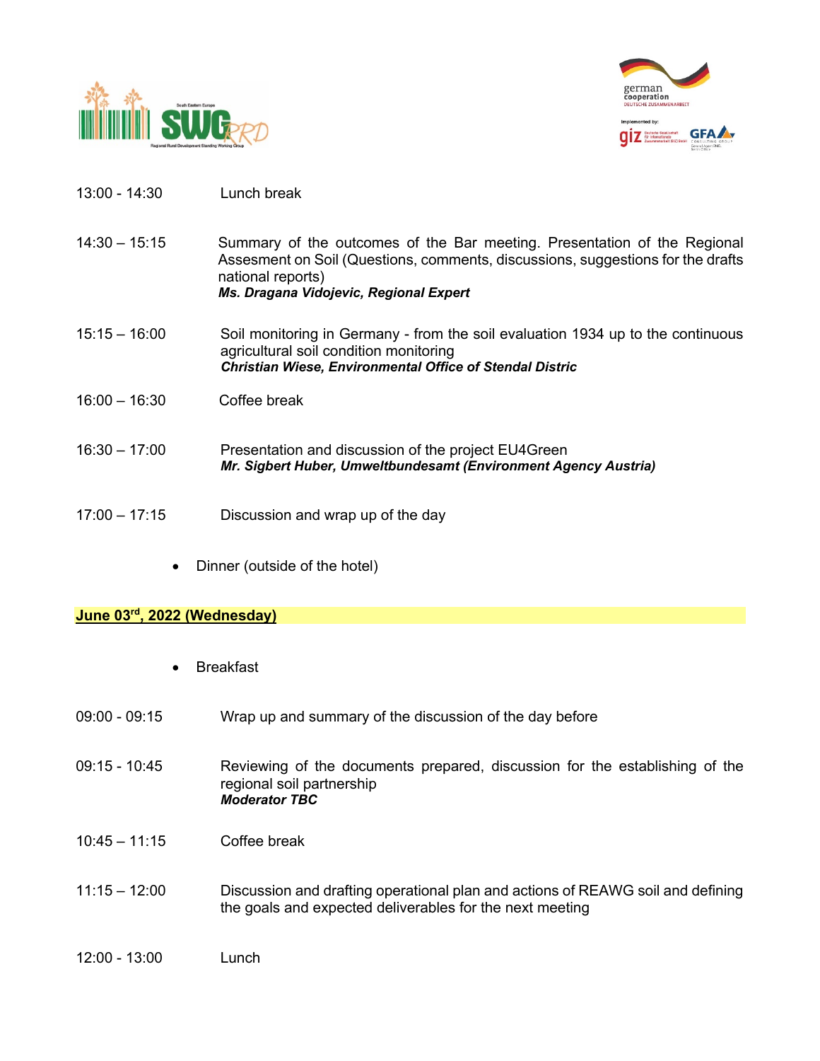| | |
|---|---|
| 13:00 - 14:30 | Lunch break |
| 14:30 – 15:15 | Summary of the outcomes of the Bar meeting. Presentation of the Regional Assesment on Soil (Questions, comments, discussions, suggestions for the drafts national reports)<br>***Ms. Dragana Vidojevic, Regional Expert*** |
| 15:15 – 16:00 | Soil monitoring in Germany - from the soil evaluation 1934 up to the continuous agricultural soil condition monitoring<br>***Christian Wiese, Environmental Office of Stendal Distric*** |
| 16:00 – 16:30 | Coffee break |
| 16:30 – 17:00 | Presentation and discussion of the project EU4Green<br>***Mr. Sigbert Huber, Umweltbundesamt (Environment Agency Austria)*** |
| 17:00 – 17:15 | Discussion and wrap up of the day |

- Dinner (outside of the hotel)

**June 03rd, 2022 (Wednesday)**

- Breakfast

| | |
|---|---|
| 09:00 - 09:15 | Wrap up and summary of the discussion of the day before |
| 09:15 - 10:45 | Reviewing of the documents prepared, discussion for the establishing of the regional soil partnership<br>***Moderator TBC*** |
| 10:45 – 11:15 | Coffee break |
| 11:15 – 12:00 | Discussion and drafting operational plan and actions of REAWG soil and defining the goals and expected deliverables for the next meeting |
| 12:00 - 13:00 | Lunch |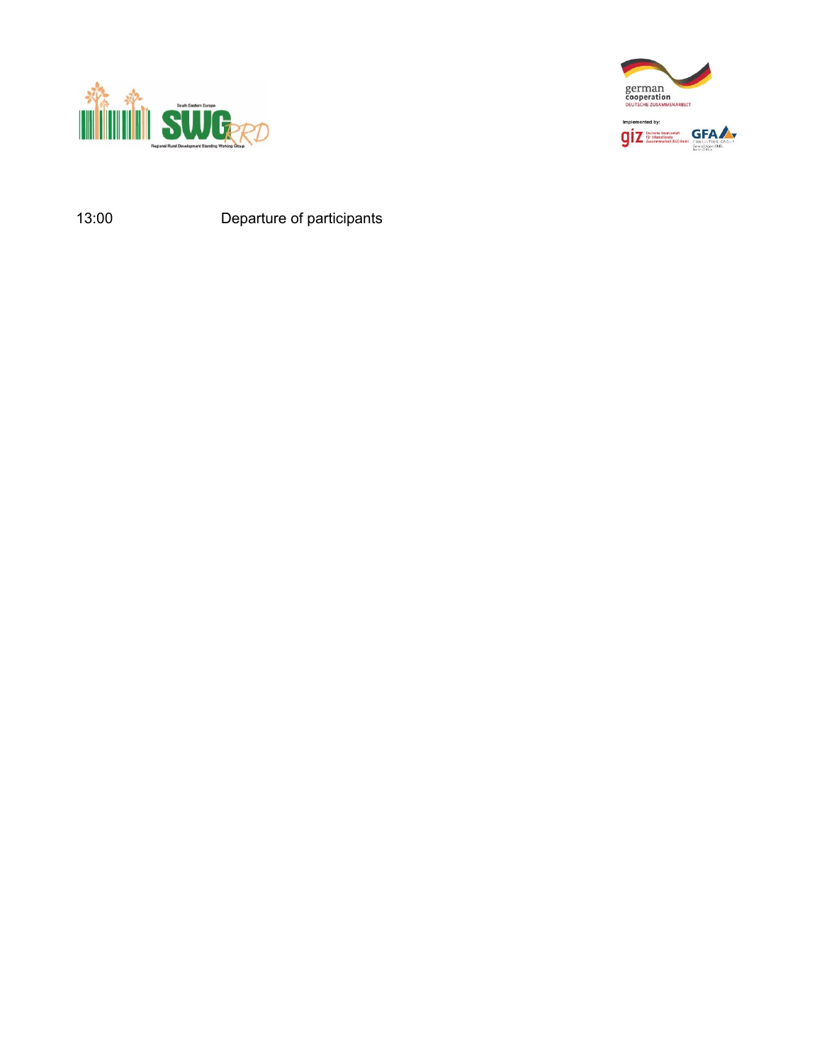| | |
|---|---|
| 13:00 | Departure of participants |